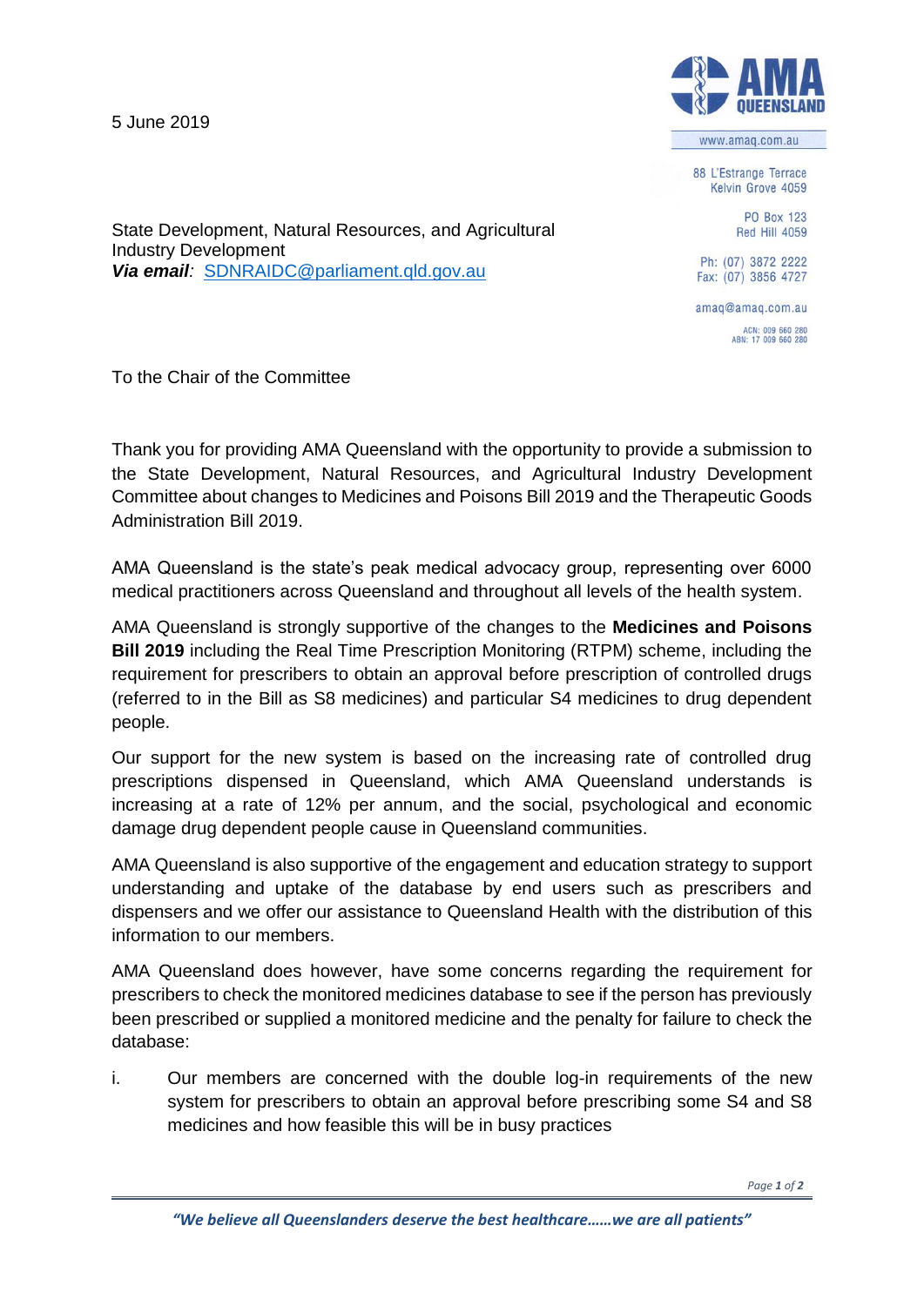5 June 2019

AMA QUEENSLAND

www.amaq.com.au

88 L'Estrange Terrace
Kelvin Grove 4059

PO Box 123
Red Hill 4059

Ph: (07) 3872 2222
Fax: (07) 3856 4727

amaq@amaq.com.au

ACN: 009 660 280
ABN: 17 009 660 280

State Development, Natural Resources, and Agricultural Industry Development
***Via email**:* [SDNRAIDC@parliament.qld.gov.au](mailto:SDNRAIDC@parliament.qld.gov.au)

To the Chair of the Committee

Thank you for providing AMA Queensland with the opportunity to provide a submission to the State Development, Natural Resources, and Agricultural Industry Development Committee about changes to Medicines and Poisons Bill 2019 and the Therapeutic Goods Administration Bill 2019.

AMA Queensland is the state's peak medical advocacy group, representing over 6000 medical practitioners across Queensland and throughout all levels of the health system.

AMA Queensland is strongly supportive of the changes to the **Medicines and Poisons Bill 2019** including the Real Time Prescription Monitoring (RTPM) scheme, including the requirement for prescribers to obtain an approval before prescription of controlled drugs (referred to in the Bill as S8 medicines) and particular S4 medicines to drug dependent people.

Our support for the new system is based on the increasing rate of controlled drug prescriptions dispensed in Queensland, which AMA Queensland understands is increasing at a rate of 12% per annum, and the social, psychological and economic damage drug dependent people cause in Queensland communities.

AMA Queensland is also supportive of the engagement and education strategy to support understanding and uptake of the database by end users such as prescribers and dispensers and we offer our assistance to Queensland Health with the distribution of this information to our members.

AMA Queensland does however, have some concerns regarding the requirement for prescribers to check the monitored medicines database to see if the person has previously been prescribed or supplied a monitored medicine and the penalty for failure to check the database:

i. Our members are concerned with the double log-in requirements of the new system for prescribers to obtain an approval before prescribing some S4 and S8 medicines and how feasible this will be in busy practices

*"We believe all Queenslanders deserve the best healthcare……we are all patients"*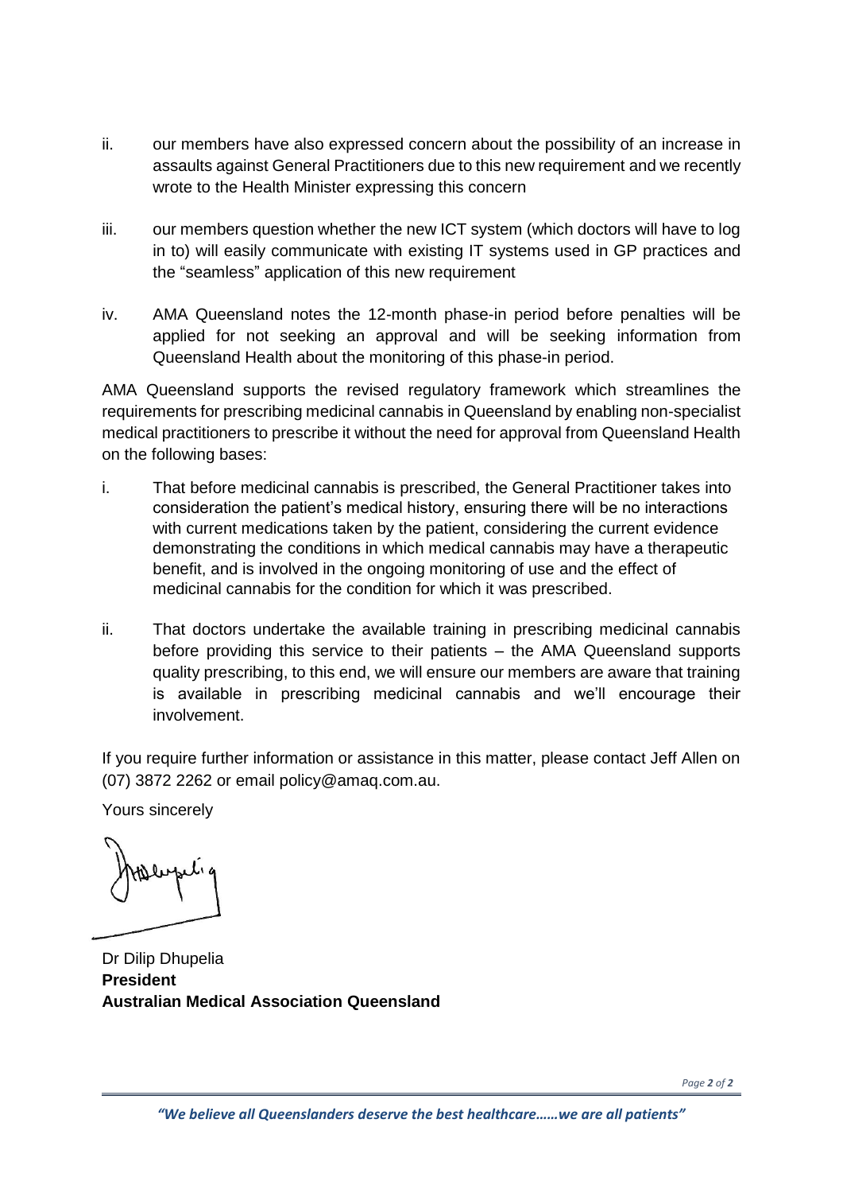ii. our members have also expressed concern about the possibility of an increase in assaults against General Practitioners due to this new requirement and we recently wrote to the Health Minister expressing this concern

iii. our members question whether the new ICT system (which doctors will have to log in to) will easily communicate with existing IT systems used in GP practices and the "seamless" application of this new requirement

iv. AMA Queensland notes the 12-month phase-in period before penalties will be applied for not seeking an approval and will be seeking information from Queensland Health about the monitoring of this phase-in period.

AMA Queensland supports the revised regulatory framework which streamlines the requirements for prescribing medicinal cannabis in Queensland by enabling non-specialist medical practitioners to prescribe it without the need for approval from Queensland Health on the following bases:

i. That before medicinal cannabis is prescribed, the General Practitioner takes into consideration the patient's medical history, ensuring there will be no interactions with current medications taken by the patient, considering the current evidence demonstrating the conditions in which medical cannabis may have a therapeutic benefit, and is involved in the ongoing monitoring of use and the effect of medicinal cannabis for the condition for which it was prescribed.

ii. That doctors undertake the available training in prescribing medicinal cannabis before providing this service to their patients – the AMA Queensland supports quality prescribing, to this end, we will ensure our members are aware that training is available in prescribing medicinal cannabis and we'll encourage their involvement.

If you require further information or assistance in this matter, please contact Jeff Allen on (07) 3872 2262 or email policy@amaq.com.au.

Yours sincerely

Dr Dilip Dhupelia
**President**
**Australian Medical Association Queensland**

*"We believe all Queenslanders deserve the best healthcare……we are all patients"*